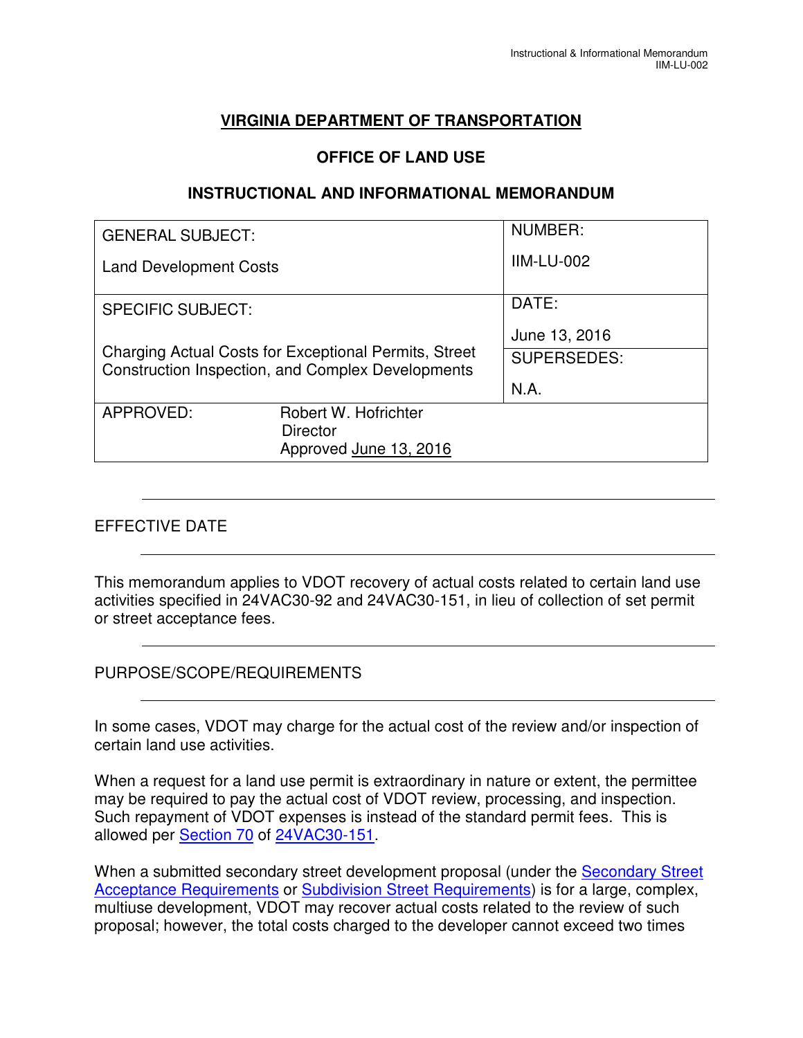# VIRGINIA DEPARTMENT OF TRANSPORTATION

## OFFICE OF LAND USE

## INSTRUCTIONAL AND INFORMATIONAL MEMORANDUM

| GENERAL SUBJECT: Land Development Costs | | NUMBER: IIM-LU-002 |
|---|---|---|
| SPECIFIC SUBJECT: Charging Actual Costs for Exceptional Permits, Street Construction Inspection, and Complex Developments | | DATE: June 13, 2016 |
| | | SUPERSEDES: N.A. |
| APPROVED: | Robert W. Hofrichter<br>Director<br>Approved June 13, 2016 | |

### EFFECTIVE DATE

This memorandum applies to VDOT recovery of actual costs related to certain land use activities specified in 24VAC30-92 and 24VAC30-151, in lieu of collection of set permit or street acceptance fees.

### PURPOSE/SCOPE/REQUIREMENTS

In some cases, VDOT may charge for the actual cost of the review and/or inspection of certain land use activities.

When a request for a land use permit is extraordinary in nature or extent, the permittee may be required to pay the actual cost of VDOT review, processing, and inspection. Such repayment of VDOT expenses is instead of the standard permit fees. This is allowed per Section 70 of 24VAC30-151.

When a submitted secondary street development proposal (under the Secondary Street Acceptance Requirements or Subdivision Street Requirements) is for a large, complex, multiuse development, VDOT may recover actual costs related to the review of such proposal; however, the total costs charged to the developer cannot exceed two times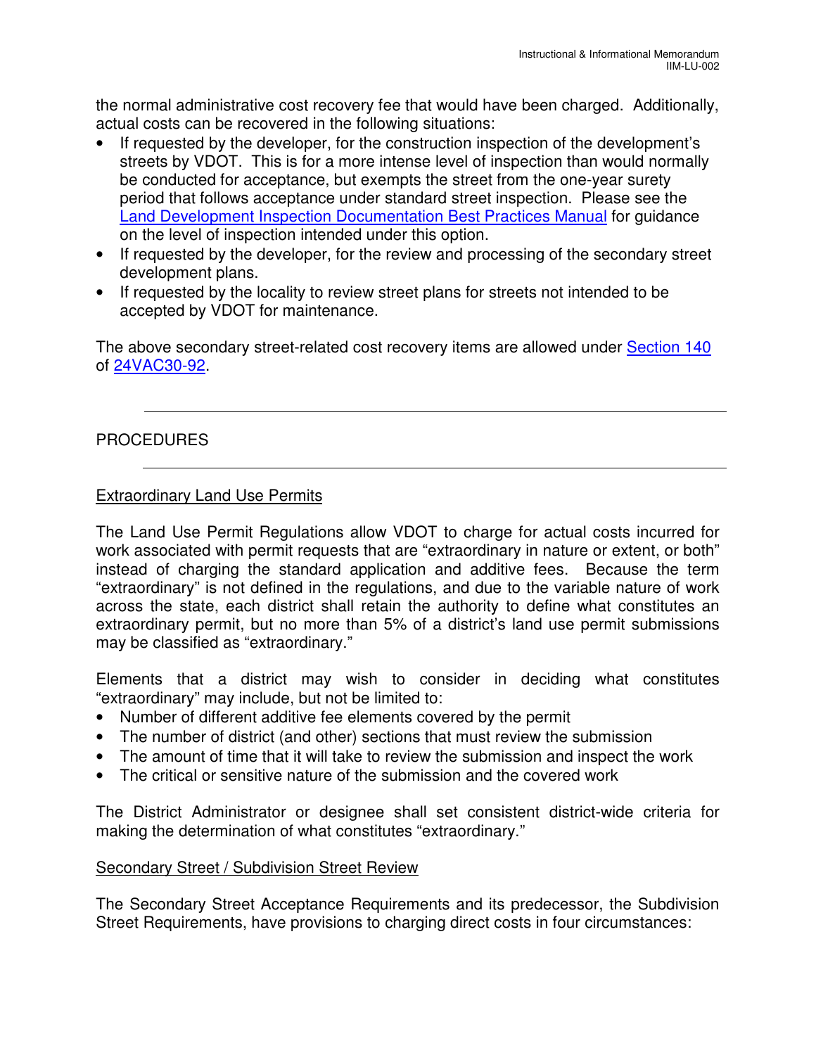the normal administrative cost recovery fee that would have been charged. Additionally, actual costs can be recovered in the following situations:

- If requested by the developer, for the construction inspection of the development's streets by VDOT. This is for a more intense level of inspection than would normally be conducted for acceptance, but exempts the street from the one-year surety period that follows acceptance under standard street inspection. Please see the [Land Development Inspection Documentation Best Practices Manual](#) for guidance on the level of inspection intended under this option.
- If requested by the developer, for the review and processing of the secondary street development plans.
- If requested by the locality to review street plans for streets not intended to be accepted by VDOT for maintenance.

The above secondary street-related cost recovery items are allowed under [Section 140](#) of [24VAC30-92](#).

---

## PROCEDURES

---

### Extraordinary Land Use Permits

The Land Use Permit Regulations allow VDOT to charge for actual costs incurred for work associated with permit requests that are "extraordinary in nature or extent, or both" instead of charging the standard application and additive fees. Because the term "extraordinary" is not defined in the regulations, and due to the variable nature of work across the state, each district shall retain the authority to define what constitutes an extraordinary permit, but no more than 5% of a district's land use permit submissions may be classified as "extraordinary."

Elements that a district may wish to consider in deciding what constitutes "extraordinary" may include, but not be limited to:

- Number of different additive fee elements covered by the permit
- The number of district (and other) sections that must review the submission
- The amount of time that it will take to review the submission and inspect the work
- The critical or sensitive nature of the submission and the covered work

The District Administrator or designee shall set consistent district-wide criteria for making the determination of what constitutes "extraordinary."

### Secondary Street / Subdivision Street Review

The Secondary Street Acceptance Requirements and its predecessor, the Subdivision Street Requirements, have provisions to charging direct costs in four circumstances: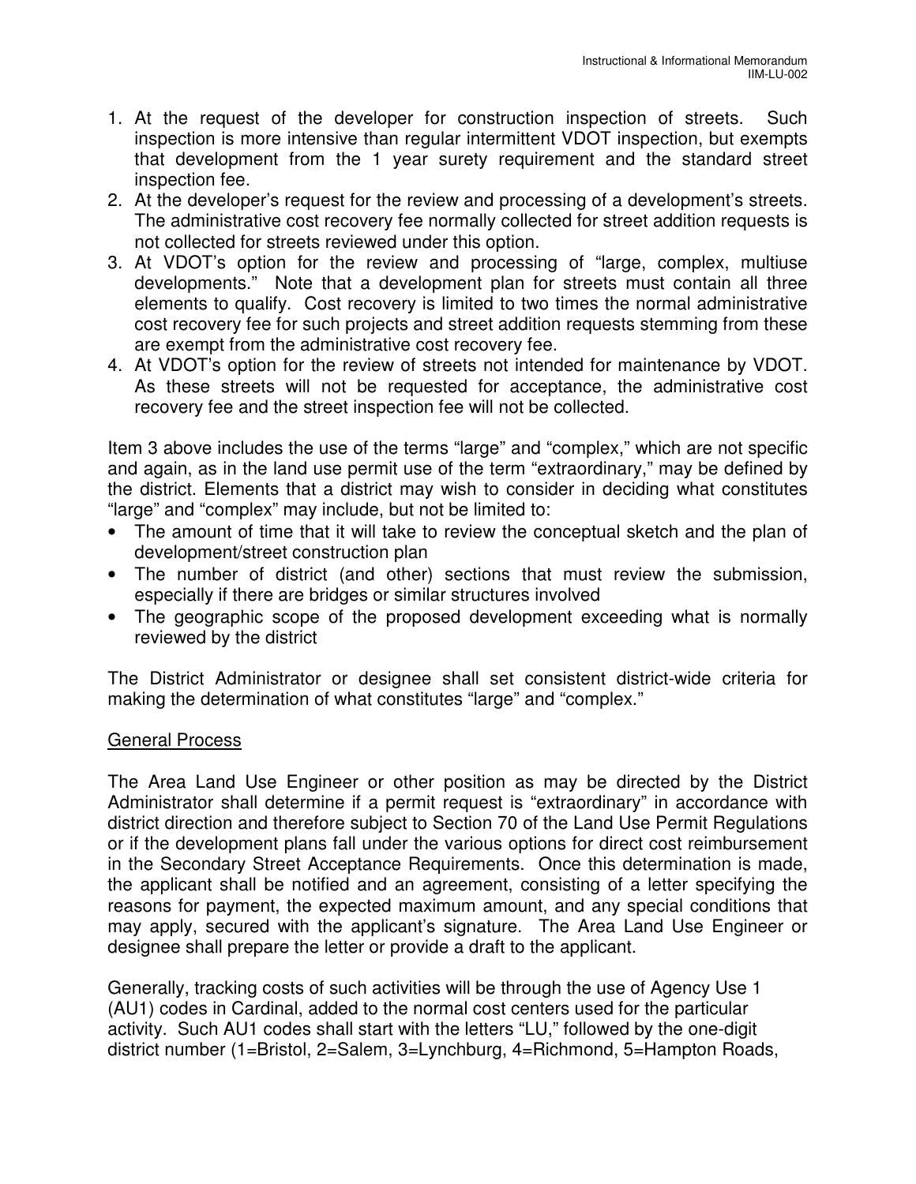1. At the request of the developer for construction inspection of streets. Such inspection is more intensive than regular intermittent VDOT inspection, but exempts that development from the 1 year surety requirement and the standard street inspection fee.
2. At the developer's request for the review and processing of a development's streets. The administrative cost recovery fee normally collected for street addition requests is not collected for streets reviewed under this option.
3. At VDOT's option for the review and processing of "large, complex, multiuse developments." Note that a development plan for streets must contain all three elements to qualify. Cost recovery is limited to two times the normal administrative cost recovery fee for such projects and street addition requests stemming from these are exempt from the administrative cost recovery fee.
4. At VDOT's option for the review of streets not intended for maintenance by VDOT. As these streets will not be requested for acceptance, the administrative cost recovery fee and the street inspection fee will not be collected.

Item 3 above includes the use of the terms "large" and "complex," which are not specific and again, as in the land use permit use of the term "extraordinary," may be defined by the district. Elements that a district may wish to consider in deciding what constitutes "large" and "complex" may include, but not be limited to:

- The amount of time that it will take to review the conceptual sketch and the plan of development/street construction plan
- The number of district (and other) sections that must review the submission, especially if there are bridges or similar structures involved
- The geographic scope of the proposed development exceeding what is normally reviewed by the district

The District Administrator or designee shall set consistent district-wide criteria for making the determination of what constitutes "large" and "complex."

## General Process

The Area Land Use Engineer or other position as may be directed by the District Administrator shall determine if a permit request is "extraordinary" in accordance with district direction and therefore subject to Section 70 of the Land Use Permit Regulations or if the development plans fall under the various options for direct cost reimbursement in the Secondary Street Acceptance Requirements. Once this determination is made, the applicant shall be notified and an agreement, consisting of a letter specifying the reasons for payment, the expected maximum amount, and any special conditions that may apply, secured with the applicant's signature. The Area Land Use Engineer or designee shall prepare the letter or provide a draft to the applicant.

Generally, tracking costs of such activities will be through the use of Agency Use 1 (AU1) codes in Cardinal, added to the normal cost centers used for the particular activity. Such AU1 codes shall start with the letters "LU," followed by the one-digit district number (1=Bristol, 2=Salem, 3=Lynchburg, 4=Richmond, 5=Hampton Roads,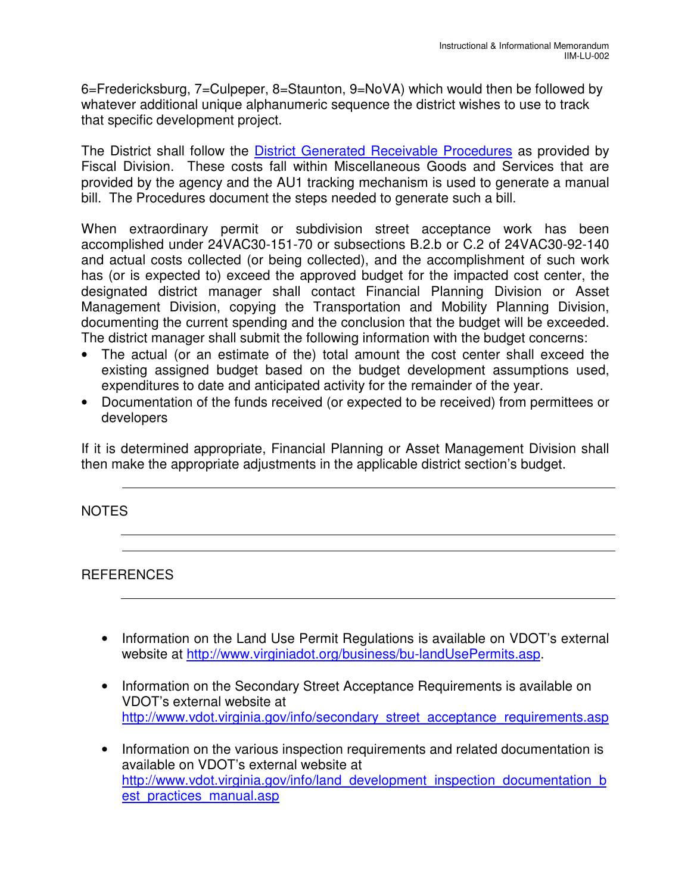6=Fredericksburg, 7=Culpeper, 8=Staunton, 9=NoVA) which would then be followed by whatever additional unique alphanumeric sequence the district wishes to use to track that specific development project.

The District shall follow the [District Generated Receivable Procedures](#) as provided by Fiscal Division. These costs fall within Miscellaneous Goods and Services that are provided by the agency and the AU1 tracking mechanism is used to generate a manual bill. The Procedures document the steps needed to generate such a bill.

When extraordinary permit or subdivision street acceptance work has been accomplished under 24VAC30-151-70 or subsections B.2.b or C.2 of 24VAC30-92-140 and actual costs collected (or being collected), and the accomplishment of such work has (or is expected to) exceed the approved budget for the impacted cost center, the designated district manager shall contact Financial Planning Division or Asset Management Division, copying the Transportation and Mobility Planning Division, documenting the current spending and the conclusion that the budget will be exceeded. The district manager shall submit the following information with the budget concerns:

- The actual (or an estimate of the) total amount the cost center shall exceed the existing assigned budget based on the budget development assumptions used, expenditures to date and anticipated activity for the remainder of the year.
- Documentation of the funds received (or expected to be received) from permittees or developers

If it is determined appropriate, Financial Planning or Asset Management Division shall then make the appropriate adjustments in the applicable district section's budget.

---

## NOTES

---

## REFERENCES

---

- Information on the Land Use Permit Regulations is available on VDOT's external website at http://www.virginiadot.org/business/bu-landUsePermits.asp.

- Information on the Secondary Street Acceptance Requirements is available on VDOT's external website at http://www.vdot.virginia.gov/info/secondary_street_acceptance_requirements.asp

- Information on the various inspection requirements and related documentation is available on VDOT's external website at http://www.vdot.virginia.gov/info/land_development_inspection_documentation_best_practices_manual.asp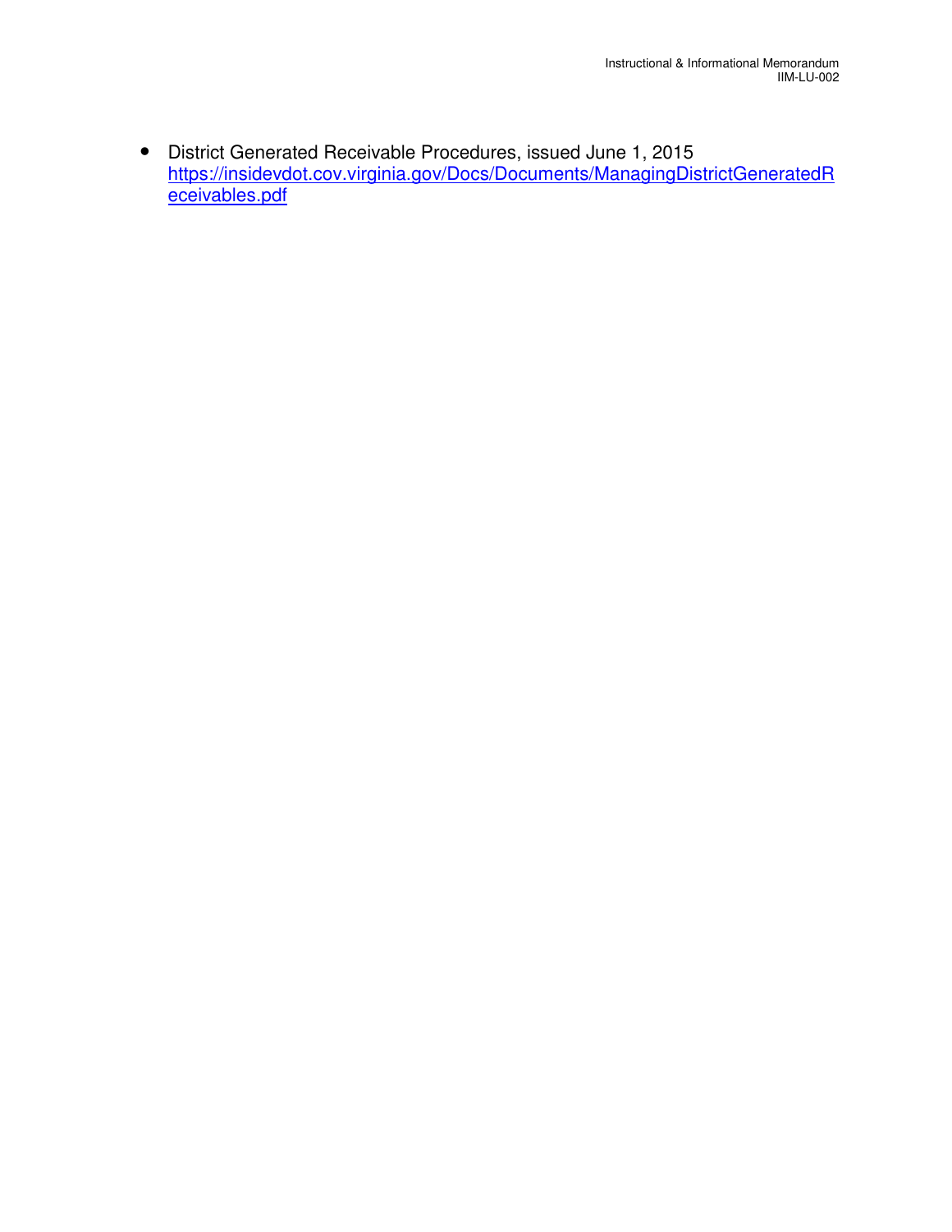- District Generated Receivable Procedures, issued June 1, 2015
  https://insidevdot.cov.virginia.gov/Docs/Documents/ManagingDistrictGeneratedReceivables.pdf